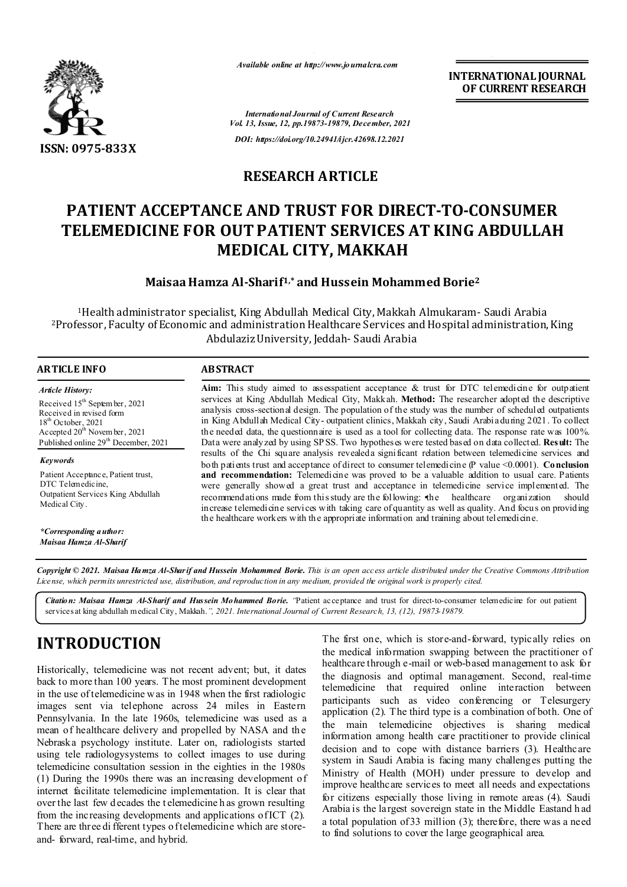*Available online at http://www.journalcra.com*

**INTERNATIONAL JOURNAL OF CURRENT RESEARCH**

*International Journal of Current Research*
*Vol. 13, Issue, 12, pp.19873-19879, December, 2021*

*DOI: https://doi.org/10.24941/ijcr.42698.12.2021*

ISSN: 0975-833X

## RESEARCH ARTICLE

# PATIENT ACCEPTANCE AND TRUST FOR DIRECT-TO-CONSUMER TELEMEDICINE FOR OUT PATIENT SERVICES AT KING ABDULLAH MEDICAL CITY, MAKKAH

**Maisaa Hamza Al-Sharif[1,*] and Hussein Mohammed Borie[2]**

[1]Health administrator specialist, King Abdullah Medical City, Makkah Almukaram- Saudi Arabia
[2]Professor, Faculty of Economic and administration Healthcare Services and Hospital administration, King Abdulaziz University, Jeddah- Saudi Arabia

### ARTICLE INFO

*Article History:*

Received 15th September, 2021
Received in revised form
18th October, 2021
Accepted 20th November, 2021
Published online 29th December, 2021

*Keywords*

Patient Acceptance, Patient trust, DTC Telemedicine, Outpatient Services King Abdullah Medical City.

*\*Corresponding author:*
*Maisaa Hamza Al-Sharif*

### ABSTRACT

**Aim:** This study aimed to assesspatient acceptance & trust for DTC telemedicine for outpatient services at King Abdullah Medical City, Makkah. **Method:** The researcher adopted the descriptive analysis cross-sectional design. The population of the study was the number of scheduled outpatients in King Abdullah Medical City- outpatient clinics, Makkah city, Saudi Arabia during 2021. To collect the needed data, the questionnaire is used as a tool for collecting data. The response rate was 100%. Data were analyzed by using SPSS. Two hypotheses were tested based on data collected. **Result:** The results of the Chi square analysis revealed a significant relation between telemedicine services and both patients trust and acceptance of direct to consumer telemedicine (P value <0.0001). **Conclusion and recommendation:** Telemedicine was proved to be a valuable addition to usual care. Patients were generally showed a great trust and acceptance in telemedicine service implemented. The recommendations made from this study are the following: •the healthcare organization should increase telemedicine services with taking care of quantity as well as quality. And focus on providing the healthcare workers with the appropriate information and training about telemedicine.

***Copyright © 2021. Maisaa Hamza Al-Sharif and Hussein Mohammed Borie.** This is an open access article distributed under the Creative Commons Attribution License, which permits unrestricted use, distribution, and reproduction in any medium, provided the original work is properly cited.*

***Citation: Maisaa Hamza Al-Sharif and Hussein Mohammed Borie.** "Patient acceptance and trust for direct-to-consumer telemedicine for out patient services at king abdullah medical City, Makkah.", 2021. International Journal of Current Research, 13, (12), 19873-19879.*

## INTRODUCTION

Historically, telemedicine was not recent advent; but, it dates back to more than 100 years. The most prominent development in the use of telemedicine was in 1948 when the first radiologic images sent via telephone across 24 miles in Eastern Pennsylvania. In the late 1960s, telemedicine was used as a mean of healthcare delivery and propelled by NASA and the Nebraska psychology institute. Later on, radiologists started using tele radiologysystems to collect images to use during telemedicine consultation session in the eighties in the 1980s (1) During the 1990s there was an increasing development of internet facilitate telemedicine implementation. It is clear that over the last few decades the telemedicine has grown resulting from the increasing developments and applications of ICT (2). There are three different types of telemedicine which are store-and- forward, real-time, and hybrid. The first one, which is store-and-forward, typically relies on the medical information swapping between the practitioner of healthcare through e-mail or web-based management to ask for the diagnosis and optimal management. Second, real-time telemedicine that required online interaction between participants such as video conferencing or Telesurgery application (2). The third type is a combination of both. One of the main telemedicine objectives is sharing medical information among health care practitioner to provide clinical decision and to cope with distance barriers (3). Healthcare system in Saudi Arabia is facing many challenges putting the Ministry of Health (MOH) under pressure to develop and improve healthcare services to meet all needs and expectations for citizens especially those living in remote areas (4). Saudi Arabia is the largest sovereign state in the Middle Eastand had a total population of 33 million (3); therefore, there was a need to find solutions to cover the large geographical area.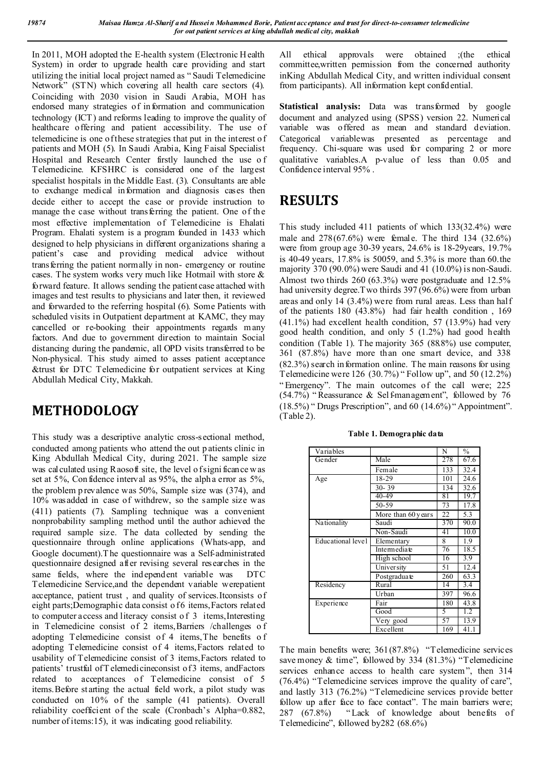In 2011, MOH adopted the E-health system (Electronic Health System) in order to upgrade health care providing and start utilizing the initial local project named as " Saudi Telemedicine Network" (STN) which covering all health care sectors (4). Coinciding with 2030 vision in Saudi Arabia, MOH has endorsed many strategies of information and communication technology (ICT) and reforms leading to improve the quality of healthcare offering and patient accessibility. The use of telemedicine is one of these strategies that put in the interest of patients and MOH (5). In Saudi Arabia, King Faisal Specialist Hospital and Research Center firstly launched the use of Telemedicine. KFSHRC is considered one of the largest specialist hospitals in the Middle East. (3). Consultants are able to exchange medical information and diagnosis cases then decide either to accept the case or provide instruction to manage the case without transferring the patient. One of the most effective implementation of Telemedicine is Ehalati Program. Ehalati system is a program founded in 1433 which designed to help physicians in different organizations sharing a patient's case and providing medical advice without transferring the patient normally in non- emergency or routine cases. The system works very much like Hotmail with store & forward feature. It allows sending the patient case attached with images and test results to physicians and later then, it reviewed and forwarded to the referring hospital (6). Some Patients with scheduled visits in Outpatient department at KAMC, they may cancelled or re-booking their appointments regards many factors. And due to government direction to maintain Social distancing during the pandemic, all OPD visits transferred to be Non-physical. This study aimed to asses patient acceptance &trust for DTC Telemedicine for outpatient services at King Abdullah Medical City, Makkah.

# METHODOLOGY

This study was a descriptive analytic cross-sectional method, conducted among patients who attend the out patients clinic in King Abdullah Medical City, during 2021. The sample size was calculated using Raosoft site, the level of significance was set at 5%, Confidence interval as 95%, the alpha error as 5%, the problem prevalence was 50%, Sample size was (374), and 10% was added in case of withdrew, so the sample size was (411) patients (7). Sampling technique was a convenient nonprobability sampling method until the author achieved the required sample size. The data collected by sending the questionnaire through online applications (Whats-app, and Google document).The questionnaire was a Self-administrated questionnaire designed after revising several researches in the same fields, where the independent variable was DTC Telemedicine Service,and the dependent variable werepatient acceptance, patient trust , and quality of services.Itconsists of eight parts;Demographic data consist of 6 items,Factors related to computer access and literacy consist of 3 items,Interesting in Telemedicine consist of 2 items,Barriers /challenges of adopting Telemedicine consist of 4 items,The benefits of adopting Telemedicine consist of 4 items,Factors related to usability of Telemedicine consist of 3 items,Factors related to patients' trustful ofTelemedicineconsist of3 items, andFactors related to acceptances of Telemedicine consist of 5 items.Before starting the actual field work, a pilot study was conducted on 10% of the sample (41 patients). Overall reliability coefficient of the scale (Cronbach's Alpha=0.882, number of items:15), it was indicating good reliability.

All ethical approvals were obtained ;(the ethical committee,written permission from the concerned authority inKing Abdullah Medical City, and written individual consent from participants). All information kept confidential.

**Statistical analysis:** Data was transformed by google document and analyzed using (SPSS) version 22. Numerical variable was offered as mean and standard deviation. Categorical variablewas presented as percentage and frequency. Chi-square was used for comparing 2 or more qualitative variables.A p-value of less than 0.05 and Confidence interval 95% .

# RESULTS

This study included 411 patients of which 133(32.4%) were male and 278(67.6%) were female. The third 134 (32.6%) were from group age 30-39 years, 24.6% is 18-29years, 19.7% is 40-49 years, 17.8% is 50059, and 5.3% is more than 60.the majority 370 (90.0%) were Saudi and 41 (10.0%) is non-Saudi. Almost two thirds 260 (63.3%) were postgraduate and 12.5% had university degree.Two thirds 397(96.6%) were from urban areas and only 14 (3.4%) were from rural areas. Less than half of the patients 180 (43.8%) had fair health condition , 169 (41.1%) had excellent health condition, 57 (13.9%) had very good health condition, and only 5 (1.2%) had good health condition (Table 1). The majority 365 (88.8%) use computer, 361 (87.8%) have more than one smart device, and 338 (82.3%) search information online. The main reasons for using Telemedicine were 126 (30.7%) " Follow up", and 50 (12.2%) " Emergency". The main outcomes of the call were; 225 (54.7%) " Reassurance & Self-management", followed by 76 (18.5%) " Drugs Prescription", and 60 (14.6%) " Appointment". (Table 2).

**Table 1. Demographic data**

| Variables | | N | % |
|---|---|---|---|
| Gender | Male | 278 | 67.6 |
| | Female | 133 | 32.4 |
| Age | 18-29 | 101 | 24.6 |
| | 30- 39 | 134 | 32.6 |
| | 40-49 | 81 | 19.7 |
| | 50-59 | 73 | 17.8 |
| | More than 60 years | 22 | 5.3 |
| Nationality | Saudi | 370 | 90.0 |
| | Non-Saudi | 41 | 10.0 |
| Educational level | Elementary | 8 | 1.9 |
| | Intermediate | 76 | 18.5 |
| | High school | 16 | 3.9 |
| | University | 51 | 12.4 |
| | Postgraduate | 260 | 63.3 |
| Residency | Rural | 14 | 3.4 |
| | Urban | 397 | 96.6 |
| Experience | Fair | 180 | 43.8 |
| | Good | 5 | 1.2 |
| | Very good | 57 | 13.9 |
| | Excellent | 169 | 41.1 |

The main benefits were; 361(87.8%) "Telemedicine services save money & time", followed by 334 (81.3%) "Telemedicine services enhance access to health care system", then 314 (76.4%) "Telemedicine services improve the quality of care", and lastly 313 (76.2%) "Telemedicine services provide better follow up after face to face contact". The main barriers were; 287 (67.8%) "Lack of knowledge about benefits of Telemedicine", followed by282 (68.6%)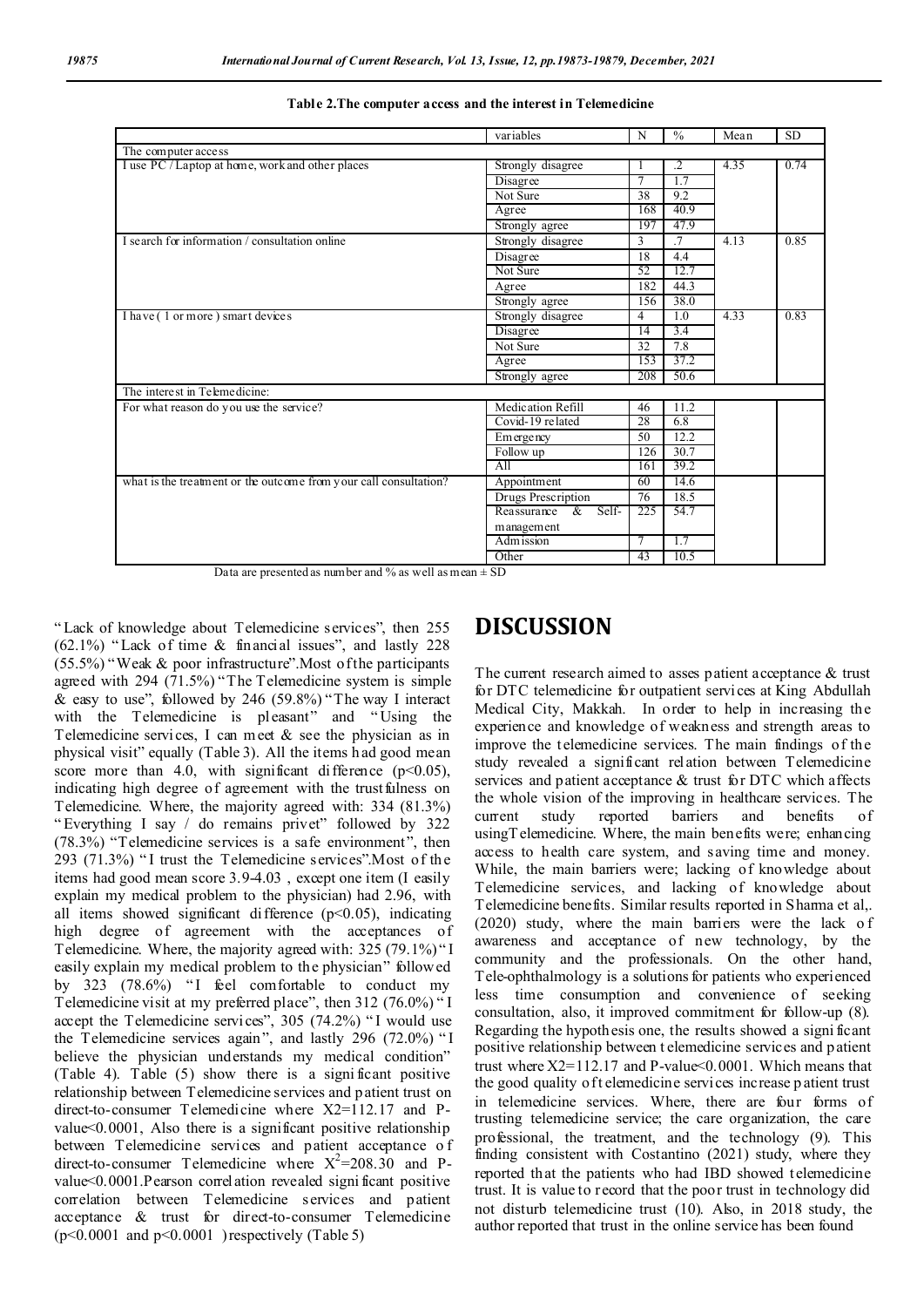**Table 2.The computer access and the interest in Telemedicine**

| | variables | N | % | Mean | SD |
|---|---|---|---|---|---|
| The computer access | | | | | |
| I use PC / Laptop at home, work and other places | Strongly disagree | 1 | .2 | 4.35 | 0.74 |
| | Disagree | 7 | 1.7 | | |
| | Not Sure | 38 | 9.2 | | |
| | Agree | 168 | 40.9 | | |
| | Strongly agree | 197 | 47.9 | | |
| I search for information / consultation online | Strongly disagree | 3 | .7 | 4.13 | 0.85 |
| | Disagree | 18 | 4.4 | | |
| | Not Sure | 52 | 12.7 | | |
| | Agree | 182 | 44.3 | | |
| | Strongly agree | 156 | 38.0 | | |
| I have ( 1 or more ) smart devices | Strongly disagree | 4 | 1.0 | 4.33 | 0.83 |
| | Disagree | 14 | 3.4 | | |
| | Not Sure | 32 | 7.8 | | |
| | Agree | 153 | 37.2 | | |
| | Strongly agree | 208 | 50.6 | | |
| The interest in Telemedicine: | | | | | |
| For what reason do you use the service? | Medication Refill | 46 | 11.2 | | |
| | Covid-19 related | 28 | 6.8 | | |
| | Emergency | 50 | 12.2 | | |
| | Follow up | 126 | 30.7 | | |
| | All | 161 | 39.2 | | |
| what is the treatment or the outcome from your call consultation? | Appointment | 60 | 14.6 | | |
| | Drugs Prescription | 76 | 18.5 | | |
| | Reassurance & Self-management | 225 | 54.7 | | |
| | Admission | 7 | 1.7 | | |
| | Other | 43 | 10.5 | | |

Data are presented as number and % as well as mean ± SD

"Lack of knowledge about Telemedicine services", then 255 (62.1%) "Lack of time & financial issues", and lastly 228 (55.5%) "Weak & poor infrastructure".Most of the participants agreed with 294 (71.5%) "The Telemedicine system is simple & easy to use", followed by 246 (59.8%) "The way I interact with the Telemedicine is pleasant" and "Using the Telemedicine services, I can meet & see the physician as in physical visit" equally (Table 3). All the items had good mean score more than 4.0, with significant difference ($p<0.05$), indicating high degree of agreement with the trustfulness on Telemedicine. Where, the majority agreed with: 334 (81.3%) "Everything I say / do remains privet" followed by 322 (78.3%) "Telemedicine services is a safe environment", then 293 (71.3%) "I trust the Telemedicine services".Most of the items had good mean score 3.9-4.03 , except one item (I easily explain my medical problem to the physician) had 2.96, with all items showed significant difference ($p<0.05$), indicating high degree of agreement with the acceptances of Telemedicine. Where, the majority agreed with: 325 (79.1%) "I easily explain my medical problem to the physician" followed by 323 (78.6%) "I feel comfortable to conduct my Telemedicine visit at my preferred place", then 312 (76.0%) "I accept the Telemedicine services", 305 (74.2%) "I would use the Telemedicine services again", and lastly 296 (72.0%) "I believe the physician understands my medical condition" (Table 4). Table (5) show there is a significant positive relationship between Telemedicine services and patient trust on direct-to-consumer Telemedicine where X2=112.17 and P-value<0.0001, Also there is a significant positive relationship between Telemedicine services and patient acceptance of direct-to-consumer Telemedicine where $X^2$=208.30 and P-value<0.0001.Pearson correlation revealed significant positive correlation between Telemedicine services and patient acceptance & trust for direct-to-consumer Telemedicine ($p<0.0001$ and $p<0.0001$ )respectively (Table 5)

# DISCUSSION

The current research aimed to asses patient acceptance & trust for DTC telemedicine for outpatient services at King Abdullah Medical City, Makkah. In order to help in increasing the experience and knowledge of weakness and strength areas to improve the telemedicine services. The main findings of the study revealed a significant relation between Telemedicine services and patient acceptance & trust for DTC which affects the whole vision of the improving in healthcare services. The current study reported barriers and benefits of usingTelemedicine. Where, the main benefits were; enhancing access to health care system, and saving time and money. While, the main barriers were; lacking of knowledge about Telemedicine services, and lacking of knowledge about Telemedicine benefits. Similar results reported in Sharma et al,. (2020) study, where the main barriers were the lack of awareness and acceptance of new technology, by the community and the professionals. On the other hand, Tele-ophthalmology is a solutions for patients who experienced less time consumption and convenience of seeking consultation, also, it improved commitment for follow-up (8). Regarding the hypothesis one, the results showed a significant positive relationship between telemedicine services and patient trust where X2=112.17 and P-value<0.0001. Which means that the good quality of telemedicine services increase patient trust in telemedicine services. Where, there are four forms of trusting telemedicine service; the care organization, the care professional, the treatment, and the technology (9). This finding consistent with Costantino (2021) study, where they reported that the patients who had IBD showed telemedicine trust. It is value to record that the poor trust in technology did not disturb telemedicine trust (10). Also, in 2018 study, the author reported that trust in the online service has been found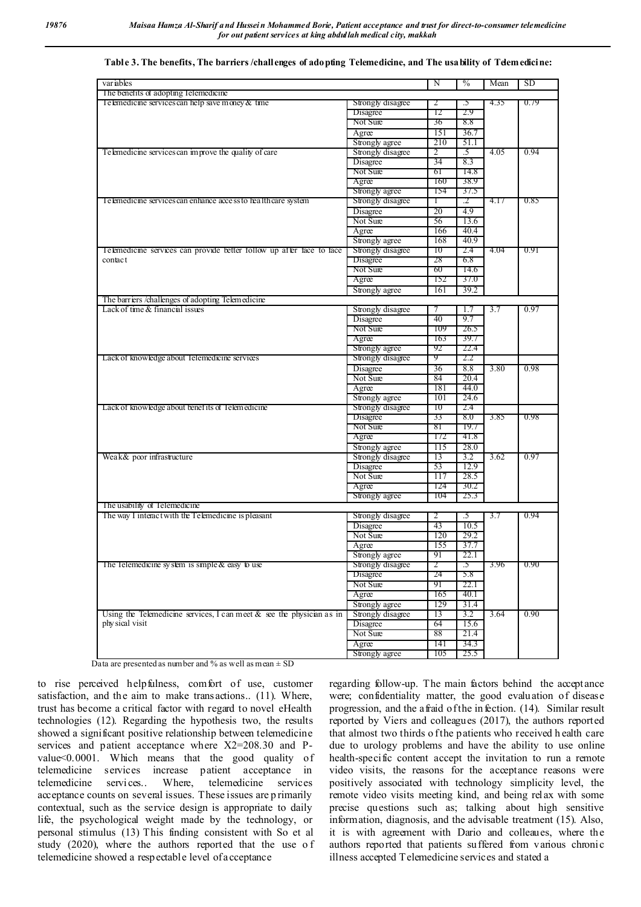**Table 3. The benefits, The barriers /challenges of adopting Telemedicine, and The usability of Telemedicine:**

| variables | | N | % | Mean | SD |
|---|---|---|---|---|---|
| The benefits of adopting Telemedicine | | | | | |
| Telemedicine services can help save money & time | Strongly disagree | 2 | .5 | 4.35 | 0.79 |
| | Disagree | 12 | 2.9 | | |
| | Not Sure | 36 | 8.8 | | |
| | Agree | 151 | 36.7 | | |
| | Strongly agree | 210 | 51.1 | | |
| Telemedicine services can improve the quality of care | Strongly disagree | 2 | .5 | 4.05 | 0.94 |
| | Disagree | 34 | 8.3 | | |
| | Not Sure | 61 | 14.8 | | |
| | Agree | 160 | 38.9 | | |
| | Strongly agree | 154 | 37.5 | | |
| Telemedicine services can enhance access to healthcare system | Strongly disagree | 1 | .2 | 4.17 | 0.85 |
| | Disagree | 20 | 4.9 | | |
| | Not Sure | 56 | 13.6 | | |
| | Agree | 166 | 40.4 | | |
| | Strongly agree | 168 | 40.9 | | |
| Telemedicine services can provide better follow up after face to face contact | Strongly disagree | 10 | 2.4 | 4.04 | 0.91 |
| | Disagree | 28 | 6.8 | | |
| | Not Sure | 60 | 14.6 | | |
| | Agree | 152 | 37.0 | | |
| | Strongly agree | 161 | 39.2 | | |
| The barriers /challenges of adopting Telemedicine | | | | | |
| Lack of time & financial issues | Strongly disagree | 7 | 1.7 | 3.7 | 0.97 |
| | Disagree | 40 | 9.7 | | |
| | Not Sure | 109 | 26.5 | | |
| | Agree | 163 | 39.7 | | |
| | Strongly agree | 92 | 22.4 | | |
| Lack of knowledge about Telemedicine services | Strongly disagree | 9 | 2.2 | | |
| | Disagree | 36 | 8.8 | 3.80 | 0.98 |
| | Not Sure | 84 | 20.4 | | |
| | Agree | 181 | 44.0 | | |
| | Strongly agree | 101 | 24.6 | | |
| Lack of knowledge about benefits of Telemedicine | Strongly disagree | 10 | 2.4 | | |
| | Disagree | 33 | 8.0 | 3.85 | 0.98 |
| | Not Sure | 81 | 19.7 | | |
| | Agree | 172 | 41.8 | | |
| | Strongly agree | 115 | 28.0 | | |
| Weak& poor infrastructure | Strongly disagree | 13 | 3.2 | 3.62 | 0.97 |
| | Disagree | 53 | 12.9 | | |
| | Not Sure | 117 | 28.5 | | |
| | Agree | 124 | 30.2 | | |
| | Strongly agree | 104 | 25.3 | | |
| The usability of Telemedicine | | | | | |
| The way I interact with the Telemedicine is pleasant | Strongly disagree | 2 | .5 | 3.7 | 0.94 |
| | Disagree | 43 | 10.5 | | |
| | Not Sure | 120 | 29.2 | | |
| | Agree | 155 | 37.7 | | |
| | Strongly agree | 91 | 22.1 | | |
| The Telemedicine system is simple & easy to use | Strongly disagree | 2 | .5 | 3.96 | 0.90 |
| | Disagree | 24 | 5.8 | | |
| | Not Sure | 91 | 22.1 | | |
| | Agree | 165 | 40.1 | | |
| | Strongly agree | 129 | 31.4 | | |
| Using the Telemedicine services, I can meet & see the physician as in physical visit | Strongly disagree | 13 | 3.2 | 3.64 | 0.90 |
| | Disagree | 64 | 15.6 | | |
| | Not Sure | 88 | 21.4 | | |
| | Agree | 141 | 34.3 | | |
| | Strongly agree | 105 | 25.5 | | |

Data are presented as number and % as well as mean ± SD

to rise perceived helpfulness, comfort of use, customer satisfaction, and the aim to make transactions.. (11). Where, trust has become a critical factor with regard to novel eHealth technologies (12). Regarding the hypothesis two, the results showed a significant positive relationship between telemedicine services and patient acceptance where X2=208.30 and P-value<0.0001. Which means that the good quality of telemedicine services increase patient acceptance in telemedicine services.. Where, telemedicine services acceptance counts on several issues. These issues are primarily contextual, such as the service design is appropriate to daily life, the psychological weight made by the technology, or personal stimulus (13) This finding consistent with So et al study (2020), where the authors reported that the use of telemedicine showed a respectable level of acceptance regarding follow-up. The main factors behind the acceptance were; confidentiality matter, the good evaluation of disease progression, and the afraid of the infection. (14). Similar result reported by Viers and colleagues (2017), the authors reported that almost two thirds of the patients who received health care due to urology problems and have the ability to use online health-specific content accept the invitation to run a remote video visits, the reasons for the acceptance reasons were positively associated with technology simplicity level, the remote video visits meeting kind, and being relax with some precise questions such as; talking about high sensitive information, diagnosis, and the advisable treatment (15). Also, it is with agreement with Dario and colleaues, where the authors reported that patients suffered from various chronic illness accepted Telemedicine services and stated a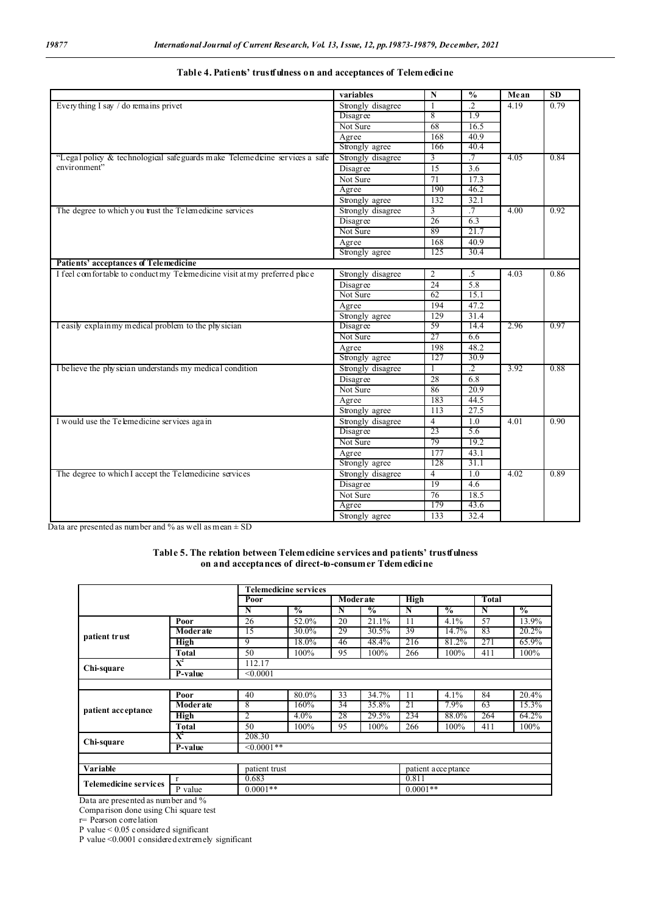**Table 4. Patients' trustfulness on and acceptances of Telemedicine**

| | variables | N | % | Mean | SD |
|---|---|---|---|---|---|
| Everything I say / do remains privet | Strongly disagree | 1 | .2 | 4.19 | 0.79 |
| | Disagree | 8 | 1.9 | | |
| | Not Sure | 68 | 16.5 | | |
| | Agree | 168 | 40.9 | | |
| | Strongly agree | 166 | 40.4 | | |
| "Legal policy & technological safeguards make Telemedicine services a safe environment" | Strongly disagree | 3 | .7 | 4.05 | 0.84 |
| | Disagree | 15 | 3.6 | | |
| | Not Sure | 71 | 17.3 | | |
| | Agree | 190 | 46.2 | | |
| | Strongly agree | 132 | 32.1 | | |
| The degree to which you trust the Telemedicine services | Strongly disagree | 3 | .7 | 4.00 | 0.92 |
| | Disagree | 26 | 6.3 | | |
| | Not Sure | 89 | 21.7 | | |
| | Agree | 168 | 40.9 | | |
| | Strongly agree | 125 | 30.4 | | |
| **Patients' acceptances of Telemedicine** | | | | | |
| I feel comfortable to conduct my Telemedicine visit at my preferred place | Strongly disagree | 2 | .5 | 4.03 | 0.86 |
| | Disagree | 24 | 5.8 | | |
| | Not Sure | 62 | 15.1 | | |
| | Agree | 194 | 47.2 | | |
| | Strongly agree | 129 | 31.4 | | |
| I easily explain my medical problem to the physician | Disagree | 59 | 14.4 | 2.96 | 0.97 |
| | Not Sure | 27 | 6.6 | | |
| | Agree | 198 | 48.2 | | |
| | Strongly agree | 127 | 30.9 | | |
| I believe the physician understands my medical condition | Strongly disagree | 1 | .2 | 3.92 | 0.88 |
| | Disagree | 28 | 6.8 | | |
| | Not Sure | 86 | 20.9 | | |
| | Agree | 183 | 44.5 | | |
| | Strongly agree | 113 | 27.5 | | |
| I would use the Telemedicine services again | Strongly disagree | 4 | 1.0 | 4.01 | 0.90 |
| | Disagree | 23 | 5.6 | | |
| | Not Sure | 79 | 19.2 | | |
| | Agree | 177 | 43.1 | | |
| | Strongly agree | 128 | 31.1 | | |
| The degree to which I accept the Telemedicine services | Strongly disagree | 4 | 1.0 | 4.02 | 0.89 |
| | Disagree | 19 | 4.6 | | |
| | Not Sure | 76 | 18.5 | | |
| | Agree | 179 | 43.6 | | |
| | Strongly agree | 133 | 32.4 | | |

Data are presented as number and % as well as mean ± SD

**Table 5. The relation between Telemedicine services and patients' trustfulness on and acceptances of direct-to-consumer Telemedicine**

| | | Telemedicine services | | | | | | | |
|---|---|---|---|---|---|---|---|---|---|
| | | Poor | | Moderate | | High | | Total | |
| | | N | % | N | % | N | % | N | % |
| patient trust | Poor | 26 | 52.0% | 20 | 21.1% | 11 | 4.1% | 57 | 13.9% |
| | Moderate | 15 | 30.0% | 29 | 30.5% | 39 | 14.7% | 83 | 20.2% |
| | High | 9 | 18.0% | 46 | 48.4% | 216 | 81.2% | 271 | 65.9% |
| | Total | 50 | 100% | 95 | 100% | 266 | 100% | 411 | 100% |
| Chi-square | $X^2$ | 112.17 | | | | | | | |
| | P-value | <0.0001 | | | | | | | |
| patient acceptance | Poor | 40 | 80.0% | 33 | 34.7% | 11 | 4.1% | 84 | 20.4% |
| | Moderate | 8 | 160% | 34 | 35.8% | 21 | 7.9% | 63 | 15.3% |
| | High | 2 | 4.0% | 28 | 29.5% | 234 | 88.0% | 264 | 64.2% |
| | Total | 50 | 100% | 95 | 100% | 266 | 100% | 411 | 100% |
| Chi-square | $X^2$ | 208.30 | | | | | | | |
| | P-value | <0.0001** | | | | | | | |
| Variable | | patient trust | | | | patient acceptance | | | |
| Telemedicine services | r | 0.683 | | | | 0.811 | | | |
| | P value | 0.0001** | | | | 0.0001** | | | |

Data are presented as number and %

Comparison done using Chi square test

r= Pearson correlation

P value < 0.05 considered significant

P value <0.0001 considered extremely significant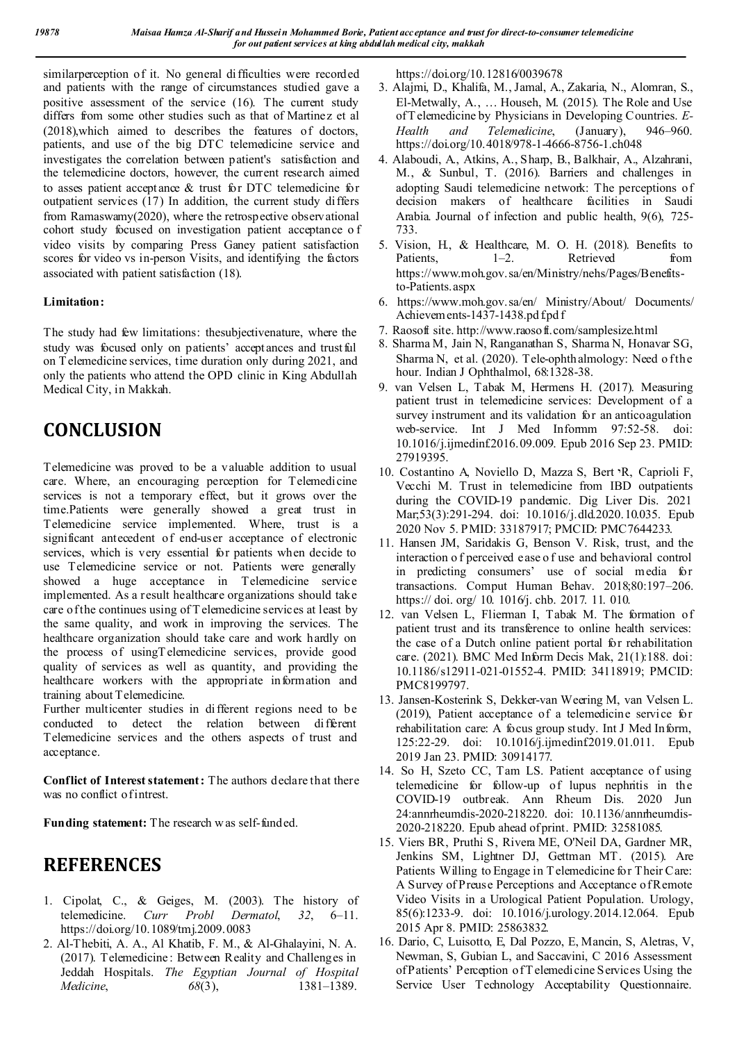similarperception of it. No general difficulties were recorded and patients with the range of circumstances studied gave a positive assessment of the service (16). The current study differs from some other studies such as that of Martinez et al (2018),which aimed to describes the features of doctors, patients, and use of the big DTC telemedicine service and investigates the correlation between patient's satisfaction and the telemedicine doctors, however, the current research aimed to asses patient acceptance & trust for DTC telemedicine for outpatient services (17) In addition, the current study differs from Ramaswamy(2020), where the retrospective observational cohort study focused on investigation patient acceptance of video visits by comparing Press Ganey patient satisfaction scores for video vs in-person Visits, and identifying the factors associated with patient satisfaction (18).

**Limitation:**

The study had few limitations: thesubjectivenature, where the study was focused only on patients' acceptances and trustful on Telemedicine services, time duration only during 2021, and only the patients who attend the OPD clinic in King Abdullah Medical City, in Makkah.

# CONCLUSION

Telemedicine was proved to be a valuable addition to usual care. Where, an encouraging perception for Telemedicine services is not a temporary effect, but it grows over the time.Patients were generally showed a great trust in Telemedicine service implemented. Where, trust is a significant antecedent of end-user acceptance of electronic services, which is very essential for patients when decide to use Telemedicine service or not. Patients were generally showed a huge acceptance in Telemedicine service implemented. As a result healthcare organizations should take care of the continues using of Telemedicine services at least by the same quality, and work in improving the services. The healthcare organization should take care and work hardly on the process of usingTelemedicine services, provide good quality of services as well as quantity, and providing the healthcare workers with the appropriate information and training about Telemedicine.

Further multicenter studies in different regions need to be conducted to detect the relation between different Telemedicine services and the others aspects of trust and acceptance.

**Conflict of Interest statement:** The authors declare that there was no conflict of intrest.

**Funding statement:** The research was self-funded.

# REFERENCES

1. Cipolat, C., & Geiges, M. (2003). The history of telemedicine. *Curr Probl Dermatol*, *32*, 6–11. https://doi.org/10.1089/tmj.2009.0083
2. Al-Thebiti, A. A., Al Khatib, F. M., & Al-Ghalayini, N. A. (2017). Telemedicine: Between Reality and Challenges in Jeddah Hospitals. *The Egyptian Journal of Hospital Medicine*, *68*(3), 1381–1389. https://doi.org/10.12816/0039678
3. Alajmi, D., Khalifa, M., Jamal, A., Zakaria, N., Alomran, S., El-Metwally, A., … Househ, M. (2015). The Role and Use ofTelemedicine by Physicians in Developing Countries. *E-Health and Telemedicine*, (January), 946–960. https://doi.org/10.4018/978-1-4666-8756-1.ch048
4. Alaboudi, A., Atkins, A., Sharp, B., Balkhair, A., Alzahrani, M., & Sunbul, T. (2016). Barriers and challenges in adopting Saudi telemedicine network: The perceptions of decision makers of healthcare facilities in Saudi Arabia. Journal of infection and public health, 9(6), 725-733.
5. Vision, H., & Healthcare, M. O. H. (2018). Benefits to Patients, 1–2. Retrieved from https://www.moh.gov.sa/en/Ministry/nehs/Pages/Benefits-to-Patients.aspx
6. https://www.moh.gov.sa/en/ Ministry/About/ Documents/ Achievements-1437-1438.pdf.pdf
7. Raosoft site. http://www.raosoft.com/samplesize.html
8. Sharma M, Jain N, Ranganathan S, Sharma N, Honavar SG, Sharma N, et al. (2020). Tele-ophthalmology: Need of the hour. Indian J Ophthalmol, 68:1328-38.
9. van Velsen L, Tabak M, Hermens H. (2017). Measuring patient trust in telemedicine services: Development of a survey instrument and its validation for an anticoagulation web-service. Int J Med Informm 97:52-58. doi: 10.1016/j.ijmedinf.2016.09.009. Epub 2016 Sep 23. PMID: 27919395.
10. Costantino A, Noviello D, Mazza S, Bert`R, Caprioli F, Vecchi M. Trust in telemedicine from IBD outpatients during the COVID-19 pandemic. Dig Liver Dis. 2021 Mar;53(3):291-294. doi: 10.1016/j.dld.2020.10.035. Epub 2020 Nov 5. PMID: 33187917; PMCID: PMC7644233.
11. Hansen JM, Saridakis G, Benson V. Risk, trust, and the interaction of perceived ease of use and behavioral control in predicting consumers' use of social media for transactions. Comput Human Behav. 2018;80:197–206. https:// doi. org/ 10. 1016/j. chb. 2017. 11. 010.
12. van Velsen L, Flierman I, Tabak M. The formation of patient trust and its transference to online health services: the case of a Dutch online patient portal for rehabilitation care. (2021). BMC Med Inform Decis Mak, 21(1):188. doi: 10.1186/s12911-021-01552-4. PMID: 34118919; PMCID: PMC8199797.
13. Jansen-Kosterink S, Dekker-van Weering M, van Velsen L. (2019), Patient acceptance of a telemedicine service for rehabilitation care: A focus group study. Int J Med Inform, 125:22-29. doi: 10.1016/j.ijmedinf.2019.01.011. Epub 2019 Jan 23. PMID: 30914177.
14. So H, Szeto CC, Tam LS. Patient acceptance of using telemedicine for follow-up of lupus nephritis in the COVID-19 outbreak. Ann Rheum Dis. 2020 Jun 24:annrheumdis-2020-218220. doi: 10.1136/annrheumdis-2020-218220. Epub ahead of print. PMID: 32581085.
15. Viers BR, Pruthi S, Rivera ME, O'Neil DA, Gardner MR, Jenkins SM, Lightner DJ, Gettman MT. (2015). Are Patients Willing to Engage in Telemedicine for Their Care: A Survey of Preuse Perceptions and Acceptance of Remote Video Visits in a Urological Patient Population. Urology, 85(6):1233-9. doi: 10.1016/j.urology.2014.12.064. Epub 2015 Apr 8. PMID: 25863832.
16. Dario, C, Luisotto, E, Dal Pozzo, E, Mancin, S, Aletras, V, Newman, S, Gubian L, and Saccavini, C 2016 Assessment of Patients' Perception of Telemedicine Services Using the Service User Technology Acceptability Questionnaire.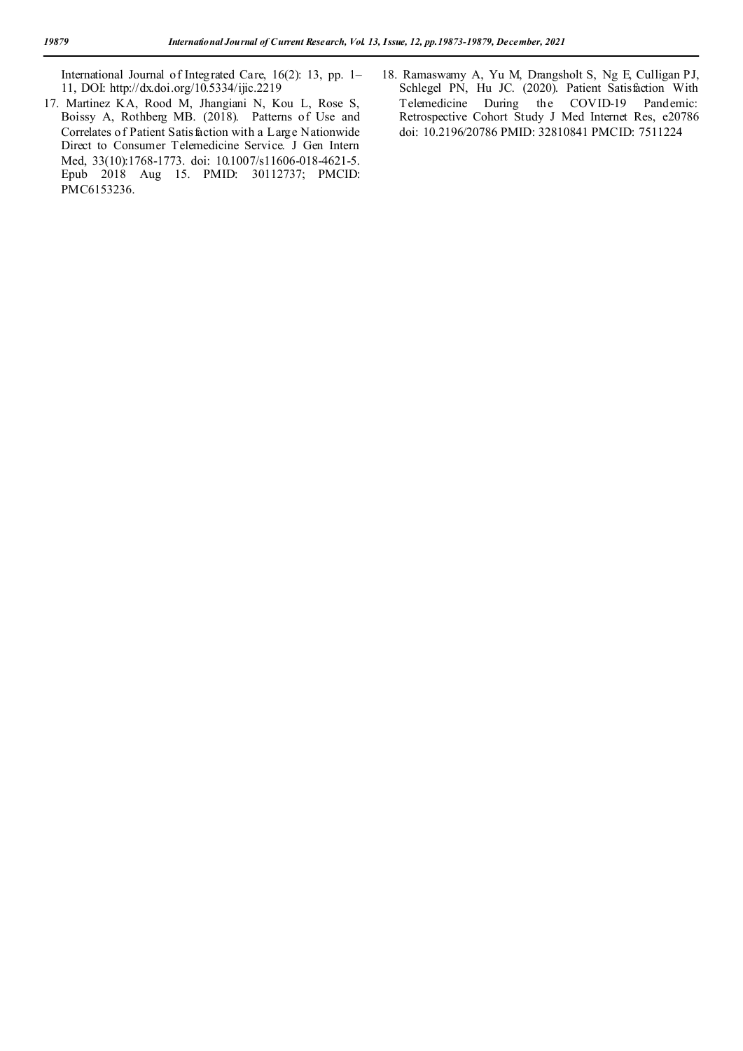International Journal of Integrated Care, 16(2): 13, pp. 1–11, DOI: http://dx.doi.org/10.5334/ijic.2219

17. Martinez KA, Rood M, Jhangiani N, Kou L, Rose S, Boissy A, Rothberg MB. (2018). Patterns of Use and Correlates of Patient Satisfaction with a Large Nationwide Direct to Consumer Telemedicine Service. J Gen Intern Med, 33(10):1768-1773. doi: 10.1007/s11606-018-4621-5. Epub 2018 Aug 15. PMID: 30112737; PMCID: PMC6153236.
18. Ramaswamy A, Yu M, Drangsholt S, Ng E, Culligan PJ, Schlegel PN, Hu JC. (2020). Patient Satisfaction With Telemedicine During the COVID-19 Pandemic: Retrospective Cohort Study J Med Internet Res, e20786 doi: 10.2196/20786 PMID: 32810841 PMCID: 7511224